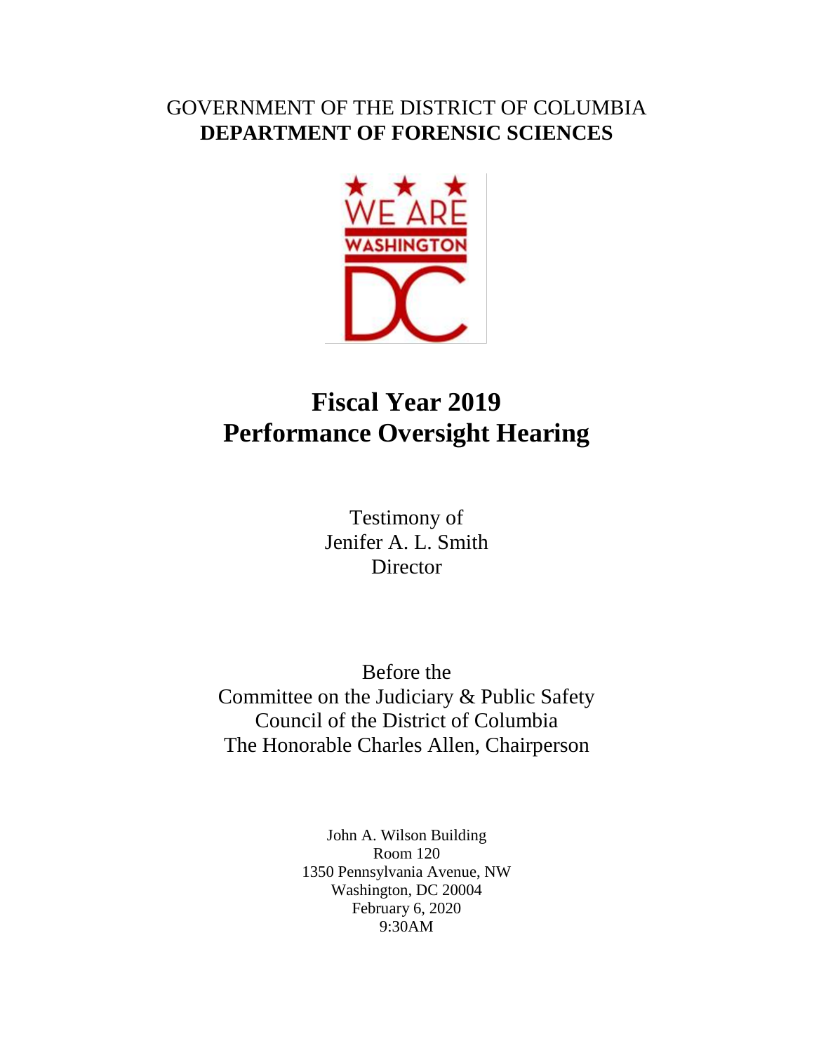GOVERNMENT OF THE DISTRICT OF COLUMBIA
**DEPARTMENT OF FORENSIC SCIENCES**

# Fiscal Year 2019
# Performance Oversight Hearing

Testimony of
Jenifer A. L. Smith
Director

Before the
Committee on the Judiciary & Public Safety
Council of the District of Columbia
The Honorable Charles Allen, Chairperson

John A. Wilson Building
Room 120
1350 Pennsylvania Avenue, NW
Washington, DC 20004
February 6, 2020
9:30AM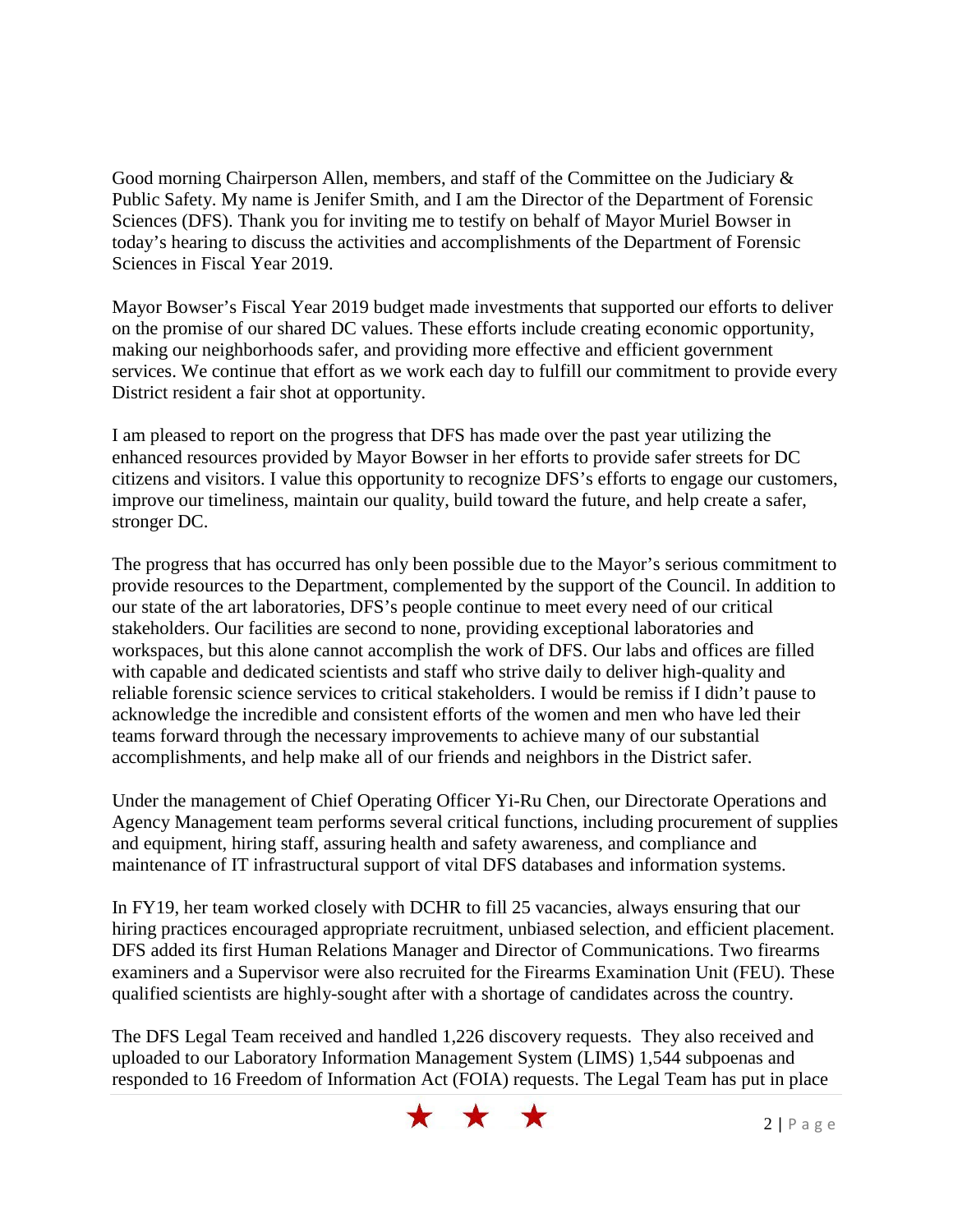Good morning Chairperson Allen, members, and staff of the Committee on the Judiciary & Public Safety. My name is Jenifer Smith, and I am the Director of the Department of Forensic Sciences (DFS). Thank you for inviting me to testify on behalf of Mayor Muriel Bowser in today's hearing to discuss the activities and accomplishments of the Department of Forensic Sciences in Fiscal Year 2019.

Mayor Bowser's Fiscal Year 2019 budget made investments that supported our efforts to deliver on the promise of our shared DC values. These efforts include creating economic opportunity, making our neighborhoods safer, and providing more effective and efficient government services. We continue that effort as we work each day to fulfill our commitment to provide every District resident a fair shot at opportunity.

I am pleased to report on the progress that DFS has made over the past year utilizing the enhanced resources provided by Mayor Bowser in her efforts to provide safer streets for DC citizens and visitors. I value this opportunity to recognize DFS's efforts to engage our customers, improve our timeliness, maintain our quality, build toward the future, and help create a safer, stronger DC.

The progress that has occurred has only been possible due to the Mayor's serious commitment to provide resources to the Department, complemented by the support of the Council. In addition to our state of the art laboratories, DFS's people continue to meet every need of our critical stakeholders. Our facilities are second to none, providing exceptional laboratories and workspaces, but this alone cannot accomplish the work of DFS. Our labs and offices are filled with capable and dedicated scientists and staff who strive daily to deliver high-quality and reliable forensic science services to critical stakeholders. I would be remiss if I didn't pause to acknowledge the incredible and consistent efforts of the women and men who have led their teams forward through the necessary improvements to achieve many of our substantial accomplishments, and help make all of our friends and neighbors in the District safer.

Under the management of Chief Operating Officer Yi-Ru Chen, our Directorate Operations and Agency Management team performs several critical functions, including procurement of supplies and equipment, hiring staff, assuring health and safety awareness, and compliance and maintenance of IT infrastructural support of vital DFS databases and information systems.

In FY19, her team worked closely with DCHR to fill 25 vacancies, always ensuring that our hiring practices encouraged appropriate recruitment, unbiased selection, and efficient placement. DFS added its first Human Relations Manager and Director of Communications. Two firearms examiners and a Supervisor were also recruited for the Firearms Examination Unit (FEU). These qualified scientists are highly-sought after with a shortage of candidates across the country.

The DFS Legal Team received and handled 1,226 discovery requests. They also received and uploaded to our Laboratory Information Management System (LIMS) 1,544 subpoenas and responded to 16 Freedom of Information Act (FOIA) requests. The Legal Team has put in place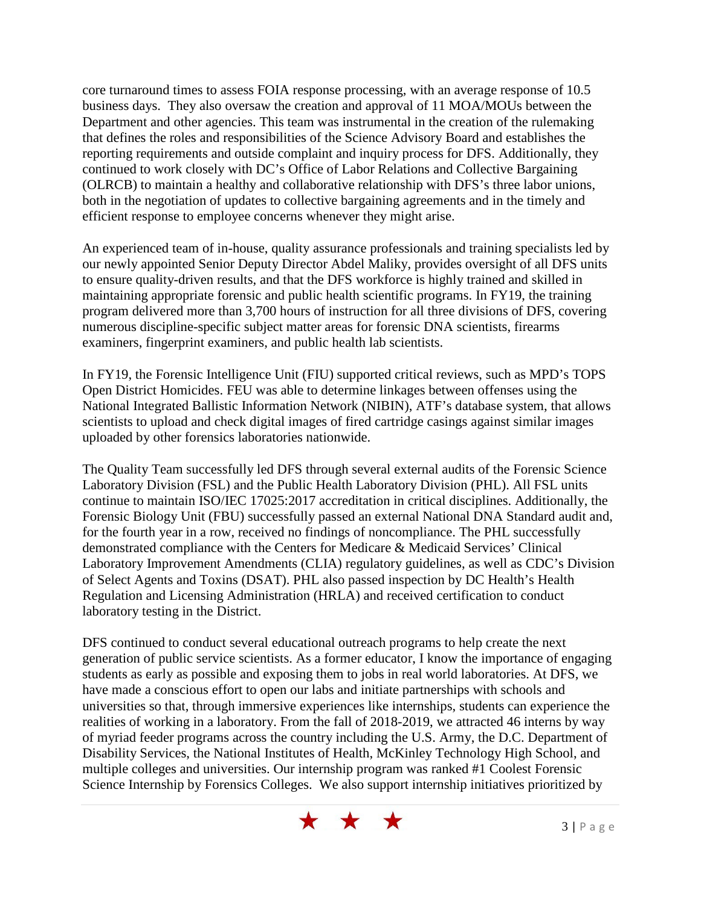core turnaround times to assess FOIA response processing, with an average response of 10.5 business days. They also oversaw the creation and approval of 11 MOA/MOUs between the Department and other agencies. This team was instrumental in the creation of the rulemaking that defines the roles and responsibilities of the Science Advisory Board and establishes the reporting requirements and outside complaint and inquiry process for DFS. Additionally, they continued to work closely with DC's Office of Labor Relations and Collective Bargaining (OLRCB) to maintain a healthy and collaborative relationship with DFS's three labor unions, both in the negotiation of updates to collective bargaining agreements and in the timely and efficient response to employee concerns whenever they might arise.

An experienced team of in-house, quality assurance professionals and training specialists led by our newly appointed Senior Deputy Director Abdel Maliky, provides oversight of all DFS units to ensure quality-driven results, and that the DFS workforce is highly trained and skilled in maintaining appropriate forensic and public health scientific programs. In FY19, the training program delivered more than 3,700 hours of instruction for all three divisions of DFS, covering numerous discipline-specific subject matter areas for forensic DNA scientists, firearms examiners, fingerprint examiners, and public health lab scientists.

In FY19, the Forensic Intelligence Unit (FIU) supported critical reviews, such as MPD's TOPS Open District Homicides. FEU was able to determine linkages between offenses using the National Integrated Ballistic Information Network (NIBIN), ATF's database system, that allows scientists to upload and check digital images of fired cartridge casings against similar images uploaded by other forensics laboratories nationwide.

The Quality Team successfully led DFS through several external audits of the Forensic Science Laboratory Division (FSL) and the Public Health Laboratory Division (PHL). All FSL units continue to maintain ISO/IEC 17025:2017 accreditation in critical disciplines. Additionally, the Forensic Biology Unit (FBU) successfully passed an external National DNA Standard audit and, for the fourth year in a row, received no findings of noncompliance. The PHL successfully demonstrated compliance with the Centers for Medicare & Medicaid Services' Clinical Laboratory Improvement Amendments (CLIA) regulatory guidelines, as well as CDC's Division of Select Agents and Toxins (DSAT). PHL also passed inspection by DC Health's Health Regulation and Licensing Administration (HRLA) and received certification to conduct laboratory testing in the District.

DFS continued to conduct several educational outreach programs to help create the next generation of public service scientists. As a former educator, I know the importance of engaging students as early as possible and exposing them to jobs in real world laboratories. At DFS, we have made a conscious effort to open our labs and initiate partnerships with schools and universities so that, through immersive experiences like internships, students can experience the realities of working in a laboratory. From the fall of 2018-2019, we attracted 46 interns by way of myriad feeder programs across the country including the U.S. Army, the D.C. Department of Disability Services, the National Institutes of Health, McKinley Technology High School, and multiple colleges and universities. Our internship program was ranked #1 Coolest Forensic Science Internship by Forensics Colleges. We also support internship initiatives prioritized by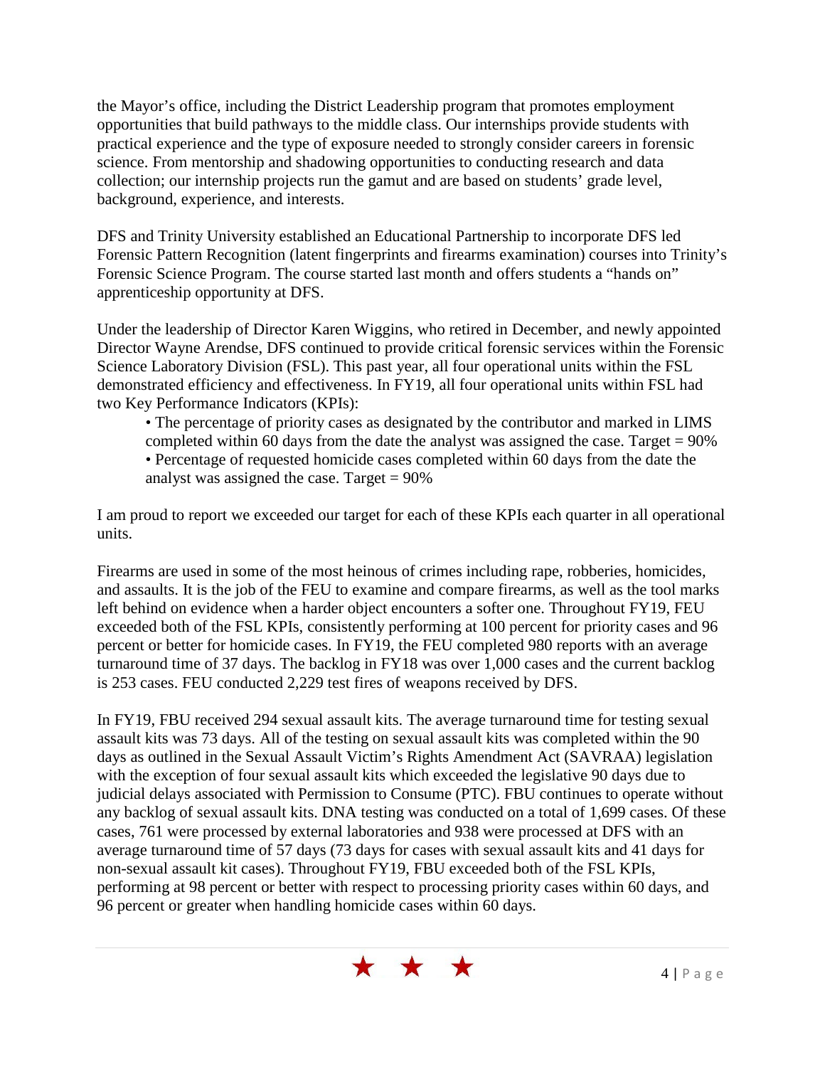the Mayor's office, including the District Leadership program that promotes employment opportunities that build pathways to the middle class. Our internships provide students with practical experience and the type of exposure needed to strongly consider careers in forensic science. From mentorship and shadowing opportunities to conducting research and data collection; our internship projects run the gamut and are based on students' grade level, background, experience, and interests.

DFS and Trinity University established an Educational Partnership to incorporate DFS led Forensic Pattern Recognition (latent fingerprints and firearms examination) courses into Trinity's Forensic Science Program. The course started last month and offers students a "hands on" apprenticeship opportunity at DFS.

Under the leadership of Director Karen Wiggins, who retired in December, and newly appointed Director Wayne Arendse, DFS continued to provide critical forensic services within the Forensic Science Laboratory Division (FSL). This past year, all four operational units within the FSL demonstrated efficiency and effectiveness. In FY19, all four operational units within FSL had two Key Performance Indicators (KPIs):

- The percentage of priority cases as designated by the contributor and marked in LIMS completed within 60 days from the date the analyst was assigned the case. Target = 90%
- Percentage of requested homicide cases completed within 60 days from the date the analyst was assigned the case. Target = 90%

I am proud to report we exceeded our target for each of these KPIs each quarter in all operational units.

Firearms are used in some of the most heinous of crimes including rape, robberies, homicides, and assaults. It is the job of the FEU to examine and compare firearms, as well as the tool marks left behind on evidence when a harder object encounters a softer one. Throughout FY19, FEU exceeded both of the FSL KPIs, consistently performing at 100 percent for priority cases and 96 percent or better for homicide cases. In FY19, the FEU completed 980 reports with an average turnaround time of 37 days. The backlog in FY18 was over 1,000 cases and the current backlog is 253 cases. FEU conducted 2,229 test fires of weapons received by DFS.

In FY19, FBU received 294 sexual assault kits. The average turnaround time for testing sexual assault kits was 73 days. All of the testing on sexual assault kits was completed within the 90 days as outlined in the Sexual Assault Victim's Rights Amendment Act (SAVRAA) legislation with the exception of four sexual assault kits which exceeded the legislative 90 days due to judicial delays associated with Permission to Consume (PTC). FBU continues to operate without any backlog of sexual assault kits. DNA testing was conducted on a total of 1,699 cases. Of these cases, 761 were processed by external laboratories and 938 were processed at DFS with an average turnaround time of 57 days (73 days for cases with sexual assault kits and 41 days for non-sexual assault kit cases). Throughout FY19, FBU exceeded both of the FSL KPIs, performing at 98 percent or better with respect to processing priority cases within 60 days, and 96 percent or greater when handling homicide cases within 60 days.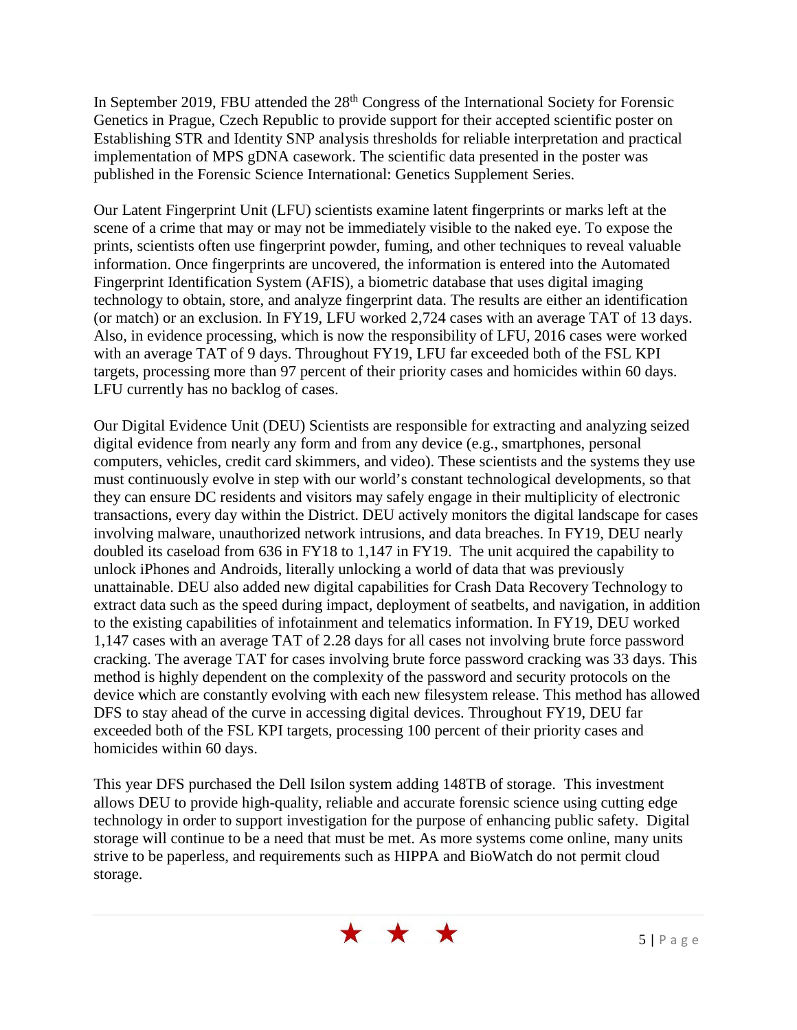In September 2019, FBU attended the 28th Congress of the International Society for Forensic Genetics in Prague, Czech Republic to provide support for their accepted scientific poster on Establishing STR and Identity SNP analysis thresholds for reliable interpretation and practical implementation of MPS gDNA casework. The scientific data presented in the poster was published in the Forensic Science International: Genetics Supplement Series.

Our Latent Fingerprint Unit (LFU) scientists examine latent fingerprints or marks left at the scene of a crime that may or may not be immediately visible to the naked eye. To expose the prints, scientists often use fingerprint powder, fuming, and other techniques to reveal valuable information. Once fingerprints are uncovered, the information is entered into the Automated Fingerprint Identification System (AFIS), a biometric database that uses digital imaging technology to obtain, store, and analyze fingerprint data. The results are either an identification (or match) or an exclusion. In FY19, LFU worked 2,724 cases with an average TAT of 13 days. Also, in evidence processing, which is now the responsibility of LFU, 2016 cases were worked with an average TAT of 9 days. Throughout FY19, LFU far exceeded both of the FSL KPI targets, processing more than 97 percent of their priority cases and homicides within 60 days. LFU currently has no backlog of cases.

Our Digital Evidence Unit (DEU) Scientists are responsible for extracting and analyzing seized digital evidence from nearly any form and from any device (e.g., smartphones, personal computers, vehicles, credit card skimmers, and video). These scientists and the systems they use must continuously evolve in step with our world's constant technological developments, so that they can ensure DC residents and visitors may safely engage in their multiplicity of electronic transactions, every day within the District. DEU actively monitors the digital landscape for cases involving malware, unauthorized network intrusions, and data breaches. In FY19, DEU nearly doubled its caseload from 636 in FY18 to 1,147 in FY19. The unit acquired the capability to unlock iPhones and Androids, literally unlocking a world of data that was previously unattainable. DEU also added new digital capabilities for Crash Data Recovery Technology to extract data such as the speed during impact, deployment of seatbelts, and navigation, in addition to the existing capabilities of infotainment and telematics information. In FY19, DEU worked 1,147 cases with an average TAT of 2.28 days for all cases not involving brute force password cracking. The average TAT for cases involving brute force password cracking was 33 days. This method is highly dependent on the complexity of the password and security protocols on the device which are constantly evolving with each new filesystem release. This method has allowed DFS to stay ahead of the curve in accessing digital devices. Throughout FY19, DEU far exceeded both of the FSL KPI targets, processing 100 percent of their priority cases and homicides within 60 days.

This year DFS purchased the Dell Isilon system adding 148TB of storage. This investment allows DEU to provide high-quality, reliable and accurate forensic science using cutting edge technology in order to support investigation for the purpose of enhancing public safety. Digital storage will continue to be a need that must be met. As more systems come online, many units strive to be paperless, and requirements such as HIPPA and BioWatch do not permit cloud storage.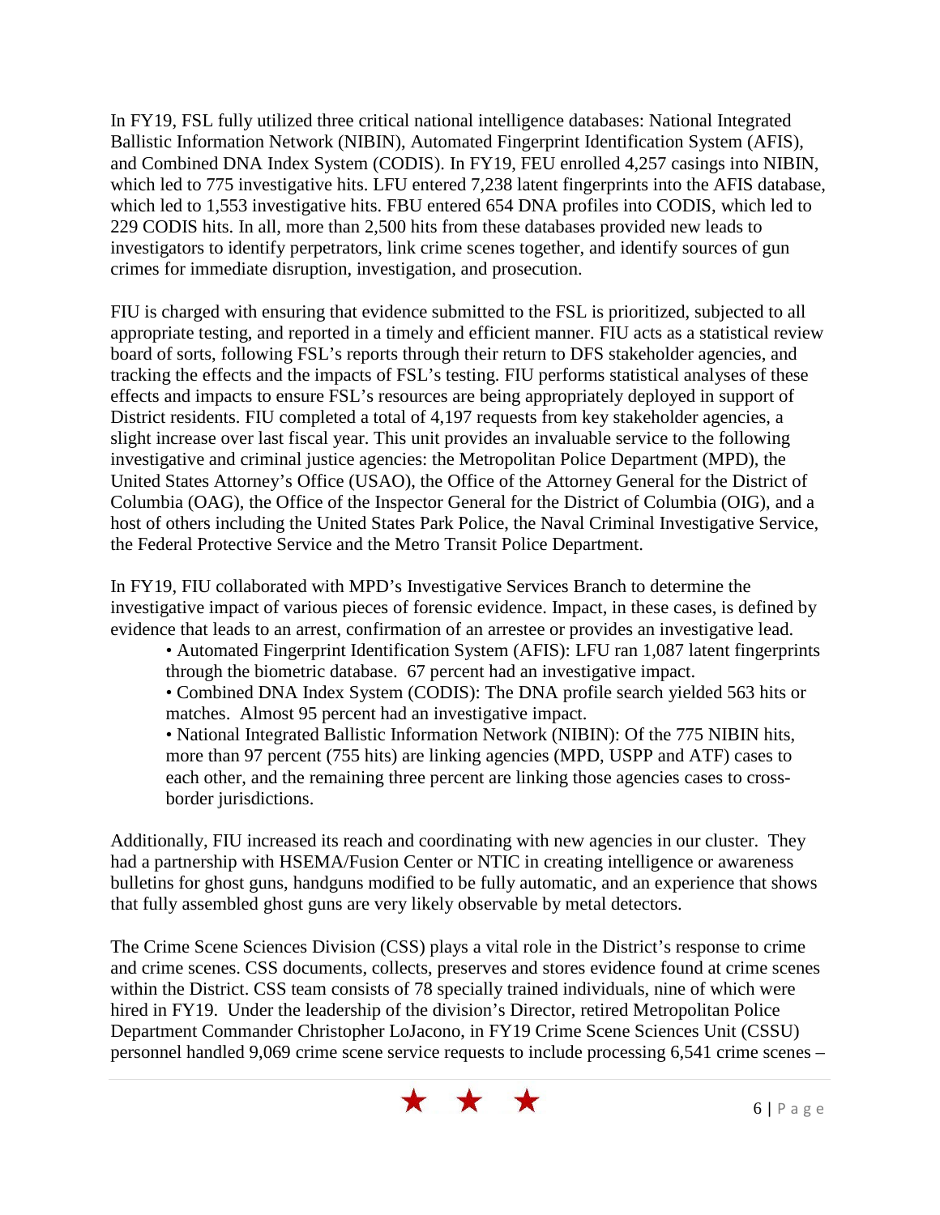In FY19, FSL fully utilized three critical national intelligence databases: National Integrated Ballistic Information Network (NIBIN), Automated Fingerprint Identification System (AFIS), and Combined DNA Index System (CODIS). In FY19, FEU enrolled 4,257 casings into NIBIN, which led to 775 investigative hits. LFU entered 7,238 latent fingerprints into the AFIS database, which led to 1,553 investigative hits. FBU entered 654 DNA profiles into CODIS, which led to 229 CODIS hits. In all, more than 2,500 hits from these databases provided new leads to investigators to identify perpetrators, link crime scenes together, and identify sources of gun crimes for immediate disruption, investigation, and prosecution.

FIU is charged with ensuring that evidence submitted to the FSL is prioritized, subjected to all appropriate testing, and reported in a timely and efficient manner. FIU acts as a statistical review board of sorts, following FSL's reports through their return to DFS stakeholder agencies, and tracking the effects and the impacts of FSL's testing. FIU performs statistical analyses of these effects and impacts to ensure FSL's resources are being appropriately deployed in support of District residents. FIU completed a total of 4,197 requests from key stakeholder agencies, a slight increase over last fiscal year. This unit provides an invaluable service to the following investigative and criminal justice agencies: the Metropolitan Police Department (MPD), the United States Attorney's Office (USAO), the Office of the Attorney General for the District of Columbia (OAG), the Office of the Inspector General for the District of Columbia (OIG), and a host of others including the United States Park Police, the Naval Criminal Investigative Service, the Federal Protective Service and the Metro Transit Police Department.

In FY19, FIU collaborated with MPD's Investigative Services Branch to determine the investigative impact of various pieces of forensic evidence. Impact, in these cases, is defined by evidence that leads to an arrest, confirmation of an arrestee or provides an investigative lead.

- Automated Fingerprint Identification System (AFIS): LFU ran 1,087 latent fingerprints through the biometric database. 67 percent had an investigative impact.
- Combined DNA Index System (CODIS): The DNA profile search yielded 563 hits or matches. Almost 95 percent had an investigative impact.
- National Integrated Ballistic Information Network (NIBIN): Of the 775 NIBIN hits, more than 97 percent (755 hits) are linking agencies (MPD, USPP and ATF) cases to each other, and the remaining three percent are linking those agencies cases to cross-border jurisdictions.

Additionally, FIU increased its reach and coordinating with new agencies in our cluster. They had a partnership with HSEMA/Fusion Center or NTIC in creating intelligence or awareness bulletins for ghost guns, handguns modified to be fully automatic, and an experience that shows that fully assembled ghost guns are very likely observable by metal detectors.

The Crime Scene Sciences Division (CSS) plays a vital role in the District's response to crime and crime scenes. CSS documents, collects, preserves and stores evidence found at crime scenes within the District. CSS team consists of 78 specially trained individuals, nine of which were hired in FY19. Under the leadership of the division's Director, retired Metropolitan Police Department Commander Christopher LoJacono, in FY19 Crime Scene Sciences Unit (CSSU) personnel handled 9,069 crime scene service requests to include processing 6,541 crime scenes –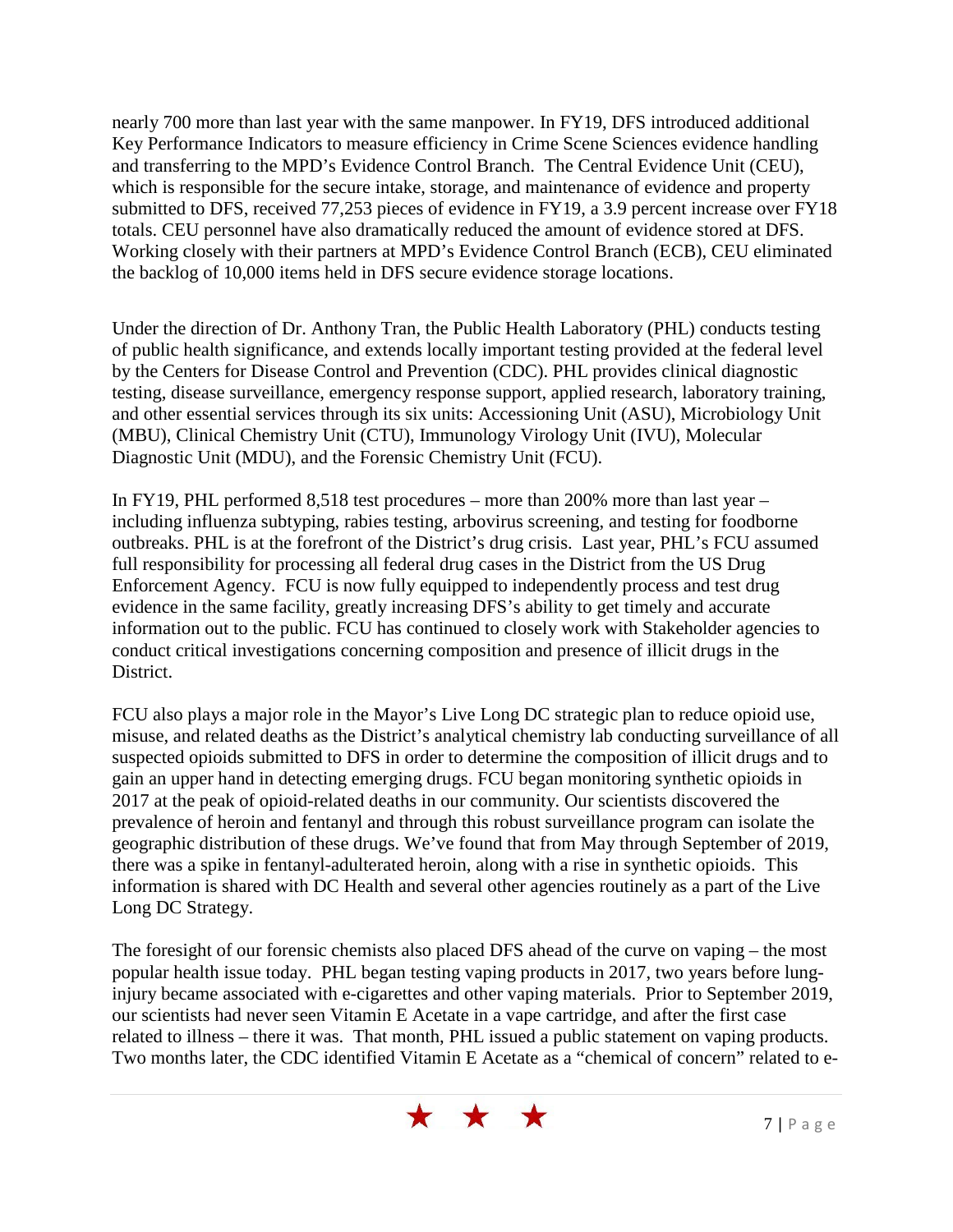nearly 700 more than last year with the same manpower. In FY19, DFS introduced additional Key Performance Indicators to measure efficiency in Crime Scene Sciences evidence handling and transferring to the MPD's Evidence Control Branch. The Central Evidence Unit (CEU), which is responsible for the secure intake, storage, and maintenance of evidence and property submitted to DFS, received 77,253 pieces of evidence in FY19, a 3.9 percent increase over FY18 totals. CEU personnel have also dramatically reduced the amount of evidence stored at DFS. Working closely with their partners at MPD's Evidence Control Branch (ECB), CEU eliminated the backlog of 10,000 items held in DFS secure evidence storage locations.

Under the direction of Dr. Anthony Tran, the Public Health Laboratory (PHL) conducts testing of public health significance, and extends locally important testing provided at the federal level by the Centers for Disease Control and Prevention (CDC). PHL provides clinical diagnostic testing, disease surveillance, emergency response support, applied research, laboratory training, and other essential services through its six units: Accessioning Unit (ASU), Microbiology Unit (MBU), Clinical Chemistry Unit (CTU), Immunology Virology Unit (IVU), Molecular Diagnostic Unit (MDU), and the Forensic Chemistry Unit (FCU).

In FY19, PHL performed 8,518 test procedures – more than 200% more than last year – including influenza subtyping, rabies testing, arbovirus screening, and testing for foodborne outbreaks. PHL is at the forefront of the District's drug crisis. Last year, PHL's FCU assumed full responsibility for processing all federal drug cases in the District from the US Drug Enforcement Agency. FCU is now fully equipped to independently process and test drug evidence in the same facility, greatly increasing DFS's ability to get timely and accurate information out to the public. FCU has continued to closely work with Stakeholder agencies to conduct critical investigations concerning composition and presence of illicit drugs in the District.

FCU also plays a major role in the Mayor's Live Long DC strategic plan to reduce opioid use, misuse, and related deaths as the District's analytical chemistry lab conducting surveillance of all suspected opioids submitted to DFS in order to determine the composition of illicit drugs and to gain an upper hand in detecting emerging drugs. FCU began monitoring synthetic opioids in 2017 at the peak of opioid-related deaths in our community. Our scientists discovered the prevalence of heroin and fentanyl and through this robust surveillance program can isolate the geographic distribution of these drugs. We've found that from May through September of 2019, there was a spike in fentanyl-adulterated heroin, along with a rise in synthetic opioids. This information is shared with DC Health and several other agencies routinely as a part of the Live Long DC Strategy.

The foresight of our forensic chemists also placed DFS ahead of the curve on vaping – the most popular health issue today. PHL began testing vaping products in 2017, two years before lung-injury became associated with e-cigarettes and other vaping materials. Prior to September 2019, our scientists had never seen Vitamin E Acetate in a vape cartridge, and after the first case related to illness – there it was. That month, PHL issued a public statement on vaping products. Two months later, the CDC identified Vitamin E Acetate as a "chemical of concern" related to e-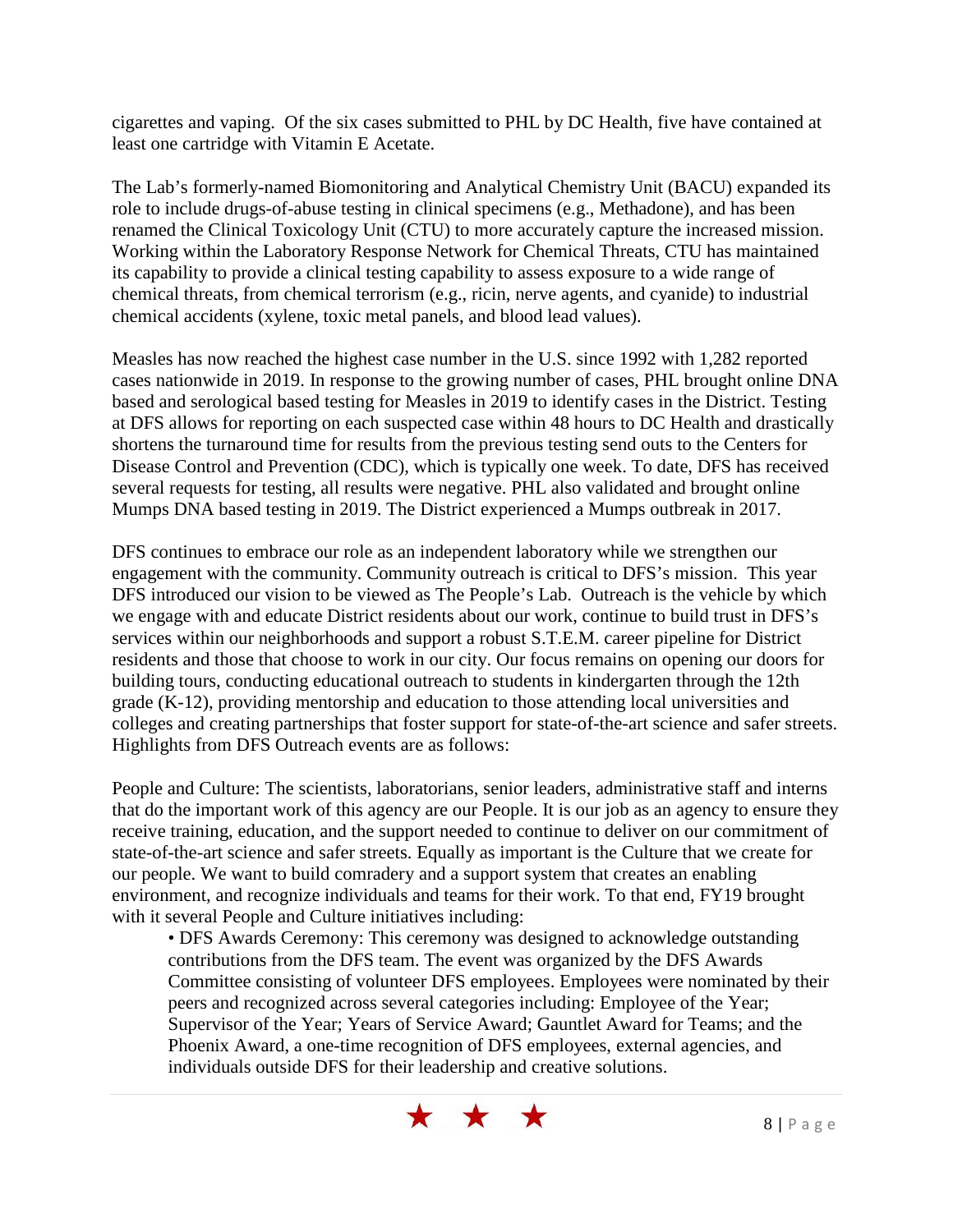cigarettes and vaping. Of the six cases submitted to PHL by DC Health, five have contained at least one cartridge with Vitamin E Acetate.

The Lab's formerly-named Biomonitoring and Analytical Chemistry Unit (BACU) expanded its role to include drugs-of-abuse testing in clinical specimens (e.g., Methadone), and has been renamed the Clinical Toxicology Unit (CTU) to more accurately capture the increased mission. Working within the Laboratory Response Network for Chemical Threats, CTU has maintained its capability to provide a clinical testing capability to assess exposure to a wide range of chemical threats, from chemical terrorism (e.g., ricin, nerve agents, and cyanide) to industrial chemical accidents (xylene, toxic metal panels, and blood lead values).

Measles has now reached the highest case number in the U.S. since 1992 with 1,282 reported cases nationwide in 2019. In response to the growing number of cases, PHL brought online DNA based and serological based testing for Measles in 2019 to identify cases in the District. Testing at DFS allows for reporting on each suspected case within 48 hours to DC Health and drastically shortens the turnaround time for results from the previous testing send outs to the Centers for Disease Control and Prevention (CDC), which is typically one week. To date, DFS has received several requests for testing, all results were negative. PHL also validated and brought online Mumps DNA based testing in 2019. The District experienced a Mumps outbreak in 2017.

DFS continues to embrace our role as an independent laboratory while we strengthen our engagement with the community. Community outreach is critical to DFS's mission. This year DFS introduced our vision to be viewed as The People's Lab. Outreach is the vehicle by which we engage with and educate District residents about our work, continue to build trust in DFS's services within our neighborhoods and support a robust S.T.E.M. career pipeline for District residents and those that choose to work in our city. Our focus remains on opening our doors for building tours, conducting educational outreach to students in kindergarten through the 12th grade (K-12), providing mentorship and education to those attending local universities and colleges and creating partnerships that foster support for state-of-the-art science and safer streets. Highlights from DFS Outreach events are as follows:

People and Culture: The scientists, laboratorians, senior leaders, administrative staff and interns that do the important work of this agency are our People. It is our job as an agency to ensure they receive training, education, and the support needed to continue to deliver on our commitment of state-of-the-art science and safer streets. Equally as important is the Culture that we create for our people. We want to build comradery and a support system that creates an enabling environment, and recognize individuals and teams for their work. To that end, FY19 brought with it several People and Culture initiatives including:

- DFS Awards Ceremony: This ceremony was designed to acknowledge outstanding contributions from the DFS team. The event was organized by the DFS Awards Committee consisting of volunteer DFS employees. Employees were nominated by their peers and recognized across several categories including: Employee of the Year; Supervisor of the Year; Years of Service Award; Gauntlet Award for Teams; and the Phoenix Award, a one-time recognition of DFS employees, external agencies, and individuals outside DFS for their leadership and creative solutions.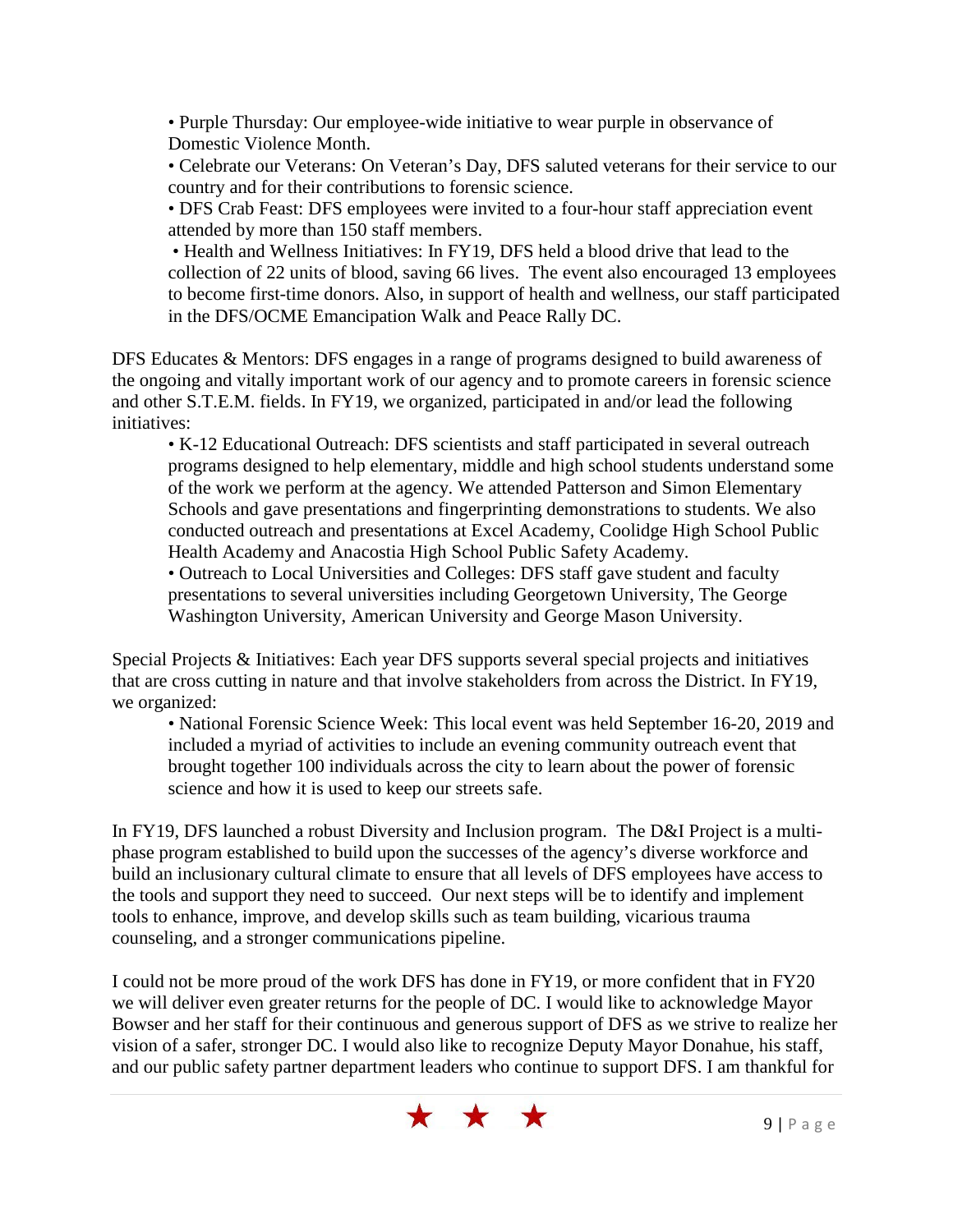- Purple Thursday: Our employee-wide initiative to wear purple in observance of Domestic Violence Month.
- Celebrate our Veterans: On Veteran's Day, DFS saluted veterans for their service to our country and for their contributions to forensic science.
- DFS Crab Feast: DFS employees were invited to a four-hour staff appreciation event attended by more than 150 staff members.
- Health and Wellness Initiatives: In FY19, DFS held a blood drive that lead to the collection of 22 units of blood, saving 66 lives. The event also encouraged 13 employees to become first-time donors. Also, in support of health and wellness, our staff participated in the DFS/OCME Emancipation Walk and Peace Rally DC.

DFS Educates & Mentors: DFS engages in a range of programs designed to build awareness of the ongoing and vitally important work of our agency and to promote careers in forensic science and other S.T.E.M. fields. In FY19, we organized, participated in and/or lead the following initiatives:

- K-12 Educational Outreach: DFS scientists and staff participated in several outreach programs designed to help elementary, middle and high school students understand some of the work we perform at the agency. We attended Patterson and Simon Elementary Schools and gave presentations and fingerprinting demonstrations to students. We also conducted outreach and presentations at Excel Academy, Coolidge High School Public Health Academy and Anacostia High School Public Safety Academy.
- Outreach to Local Universities and Colleges: DFS staff gave student and faculty presentations to several universities including Georgetown University, The George Washington University, American University and George Mason University.

Special Projects & Initiatives: Each year DFS supports several special projects and initiatives that are cross cutting in nature and that involve stakeholders from across the District. In FY19, we organized:

- National Forensic Science Week: This local event was held September 16-20, 2019 and included a myriad of activities to include an evening community outreach event that brought together 100 individuals across the city to learn about the power of forensic science and how it is used to keep our streets safe.

In FY19, DFS launched a robust Diversity and Inclusion program. The D&I Project is a multi-phase program established to build upon the successes of the agency's diverse workforce and build an inclusionary cultural climate to ensure that all levels of DFS employees have access to the tools and support they need to succeed. Our next steps will be to identify and implement tools to enhance, improve, and develop skills such as team building, vicarious trauma counseling, and a stronger communications pipeline.

I could not be more proud of the work DFS has done in FY19, or more confident that in FY20 we will deliver even greater returns for the people of DC. I would like to acknowledge Mayor Bowser and her staff for their continuous and generous support of DFS as we strive to realize her vision of a safer, stronger DC. I would also like to recognize Deputy Mayor Donahue, his staff, and our public safety partner department leaders who continue to support DFS. I am thankful for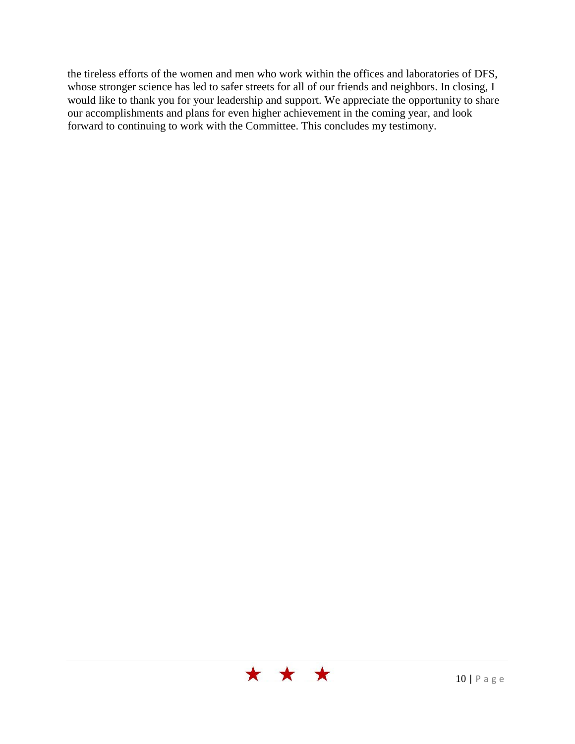the tireless efforts of the women and men who work within the offices and laboratories of DFS, whose stronger science has led to safer streets for all of our friends and neighbors. In closing, I would like to thank you for your leadership and support. We appreciate the opportunity to share our accomplishments and plans for even higher achievement in the coming year, and look forward to continuing to work with the Committee. This concludes my testimony.